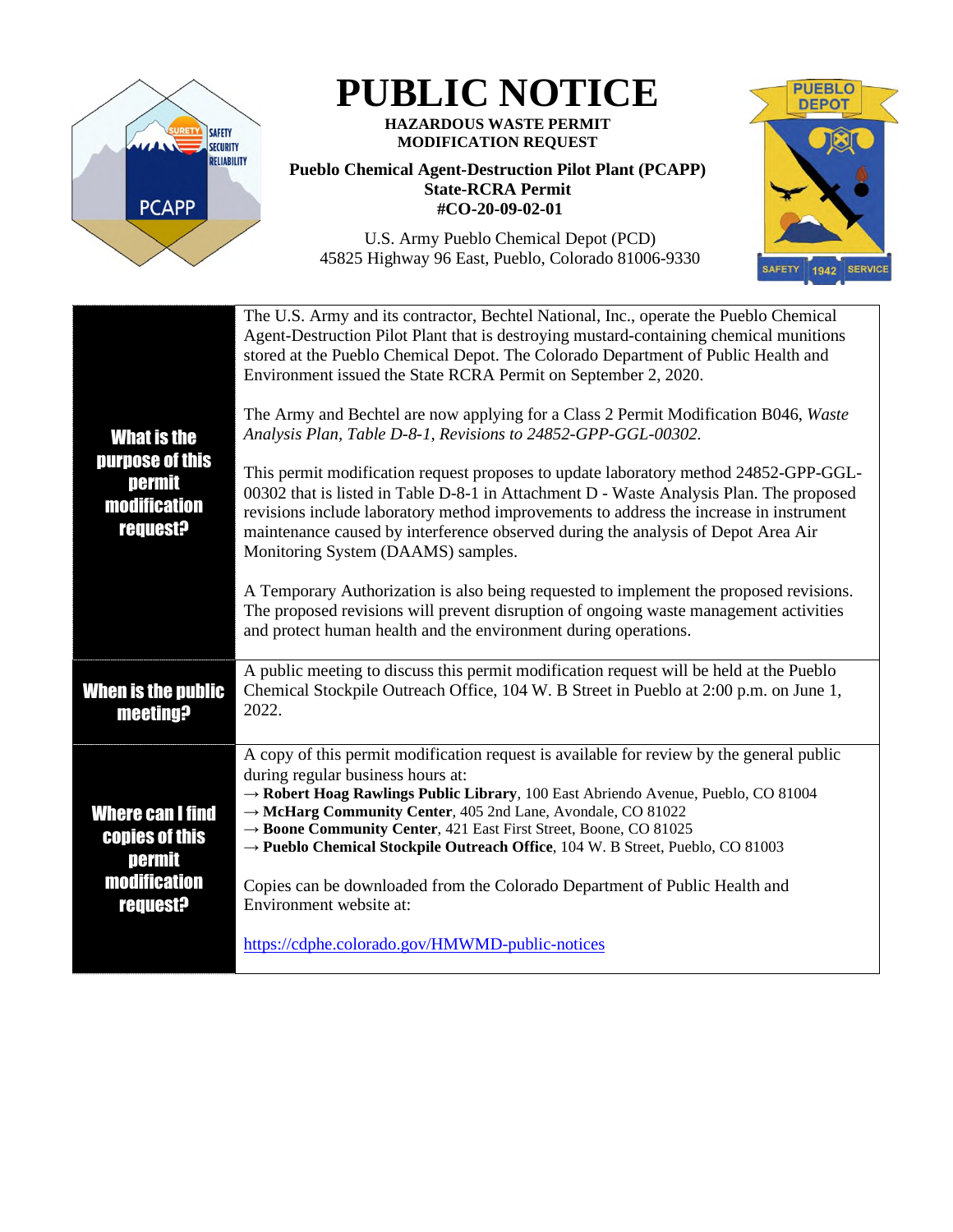# PUBLIC NOTICE

**HAZARDOUS WASTE PERMIT MODIFICATION REQUEST**

**Pueblo Chemical Agent-Destruction Pilot Plant (PCAPP)**
**State-RCRA Permit**
**#CO-20-09-02-01**

U.S. Army Pueblo Chemical Depot (PCD)
45825 Highway 96 East, Pueblo, Colorado 81006-9330

| | |
|---|---|
| **What is the purpose of this permit modification request?** | The U.S. Army and its contractor, Bechtel National, Inc., operate the Pueblo Chemical Agent-Destruction Pilot Plant that is destroying mustard-containing chemical munitions stored at the Pueblo Chemical Depot. The Colorado Department of Public Health and Environment issued the State RCRA Permit on September 2, 2020.<br><br>The Army and Bechtel are now applying for a Class 2 Permit Modification B046, *Waste Analysis Plan, Table D-8-1, Revisions to 24852-GPP-GGL-00302.*<br><br>This permit modification request proposes to update laboratory method 24852-GPP-GGL-00302 that is listed in Table D-8-1 in Attachment D - Waste Analysis Plan. The proposed revisions include laboratory method improvements to address the increase in instrument maintenance caused by interference observed during the analysis of Depot Area Air Monitoring System (DAAMS) samples.<br><br>A Temporary Authorization is also being requested to implement the proposed revisions. The proposed revisions will prevent disruption of ongoing waste management activities and protect human health and the environment during operations. |
| **When is the public meeting?** | A public meeting to discuss this permit modification request will be held at the Pueblo Chemical Stockpile Outreach Office, 104 W. B Street in Pueblo at 2:00 p.m. on June 1, 2022. |
| **Where can I find copies of this permit modification request?** | A copy of this permit modification request is available for review by the general public during regular business hours at:<br>→ **Robert Hoag Rawlings Public Library**, 100 East Abriendo Avenue, Pueblo, CO 81004<br>→ **McHarg Community Center**, 405 2nd Lane, Avondale, CO 81022<br>→ **Boone Community Center**, 421 East First Street, Boone, CO 81025<br>→ **Pueblo Chemical Stockpile Outreach Office**, 104 W. B Street, Pueblo, CO 81003<br><br>Copies can be downloaded from the Colorado Department of Public Health and Environment website at:<br><br>https://cdphe.colorado.gov/HMWMD-public-notices |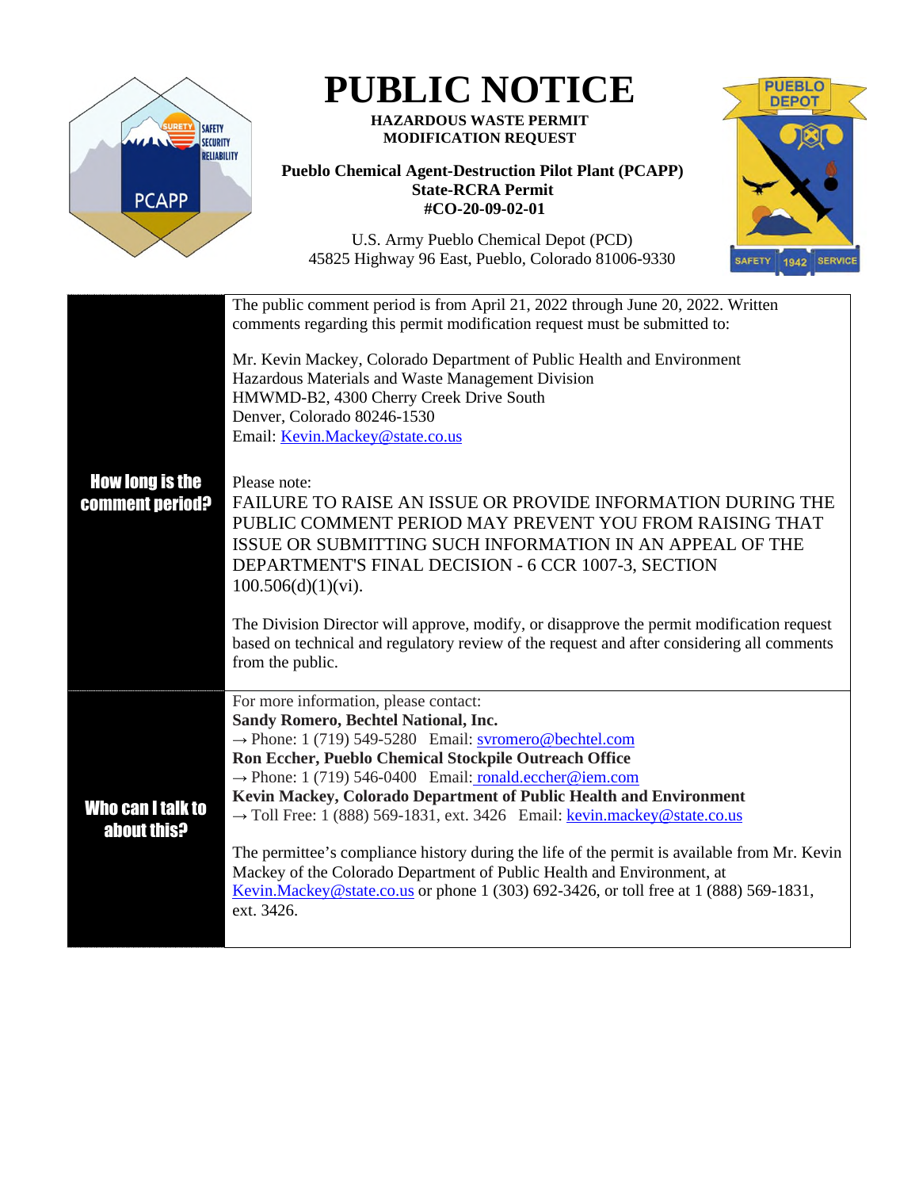# PUBLIC NOTICE

**HAZARDOUS WASTE PERMIT**
**MODIFICATION REQUEST**

**Pueblo Chemical Agent-Destruction Pilot Plant (PCAPP)**
**State-RCRA Permit**
**#CO-20-09-02-01**

U.S. Army Pueblo Chemical Depot (PCD)
45825 Highway 96 East, Pueblo, Colorado 81006-9330

| | |
|---|---|
| **How long is the comment period?** | The public comment period is from April 21, 2022 through June 20, 2022. Written comments regarding this permit modification request must be submitted to:<br><br>Mr. Kevin Mackey, Colorado Department of Public Health and Environment<br>Hazardous Materials and Waste Management Division<br>HMWMD-B2, 4300 Cherry Creek Drive South<br>Denver, Colorado 80246-1530<br>Email: Kevin.Mackey@state.co.us<br><br>Please note:<br>FAILURE TO RAISE AN ISSUE OR PROVIDE INFORMATION DURING THE PUBLIC COMMENT PERIOD MAY PREVENT YOU FROM RAISING THAT ISSUE OR SUBMITTING SUCH INFORMATION IN AN APPEAL OF THE DEPARTMENT'S FINAL DECISION - 6 CCR 1007-3, SECTION 100.506(d)(1)(vi).<br><br>The Division Director will approve, modify, or disapprove the permit modification request based on technical and regulatory review of the request and after considering all comments from the public. |
| **Who can I talk to about this?** | For more information, please contact:<br>**Sandy Romero, Bechtel National, Inc.**<br>→ Phone: 1 (719) 549-5280 Email: svromero@bechtel.com<br>**Ron Eccher, Pueblo Chemical Stockpile Outreach Office**<br>→ Phone: 1 (719) 546-0400 Email: ronald.eccher@iem.com<br>**Kevin Mackey, Colorado Department of Public Health and Environment**<br>→ Toll Free: 1 (888) 569-1831, ext. 3426 Email: kevin.mackey@state.co.us<br><br>The permittee's compliance history during the life of the permit is available from Mr. Kevin Mackey of the Colorado Department of Public Health and Environment, at Kevin.Mackey@state.co.us or phone 1 (303) 692-3426, or toll free at 1 (888) 569-1831, ext. 3426. |